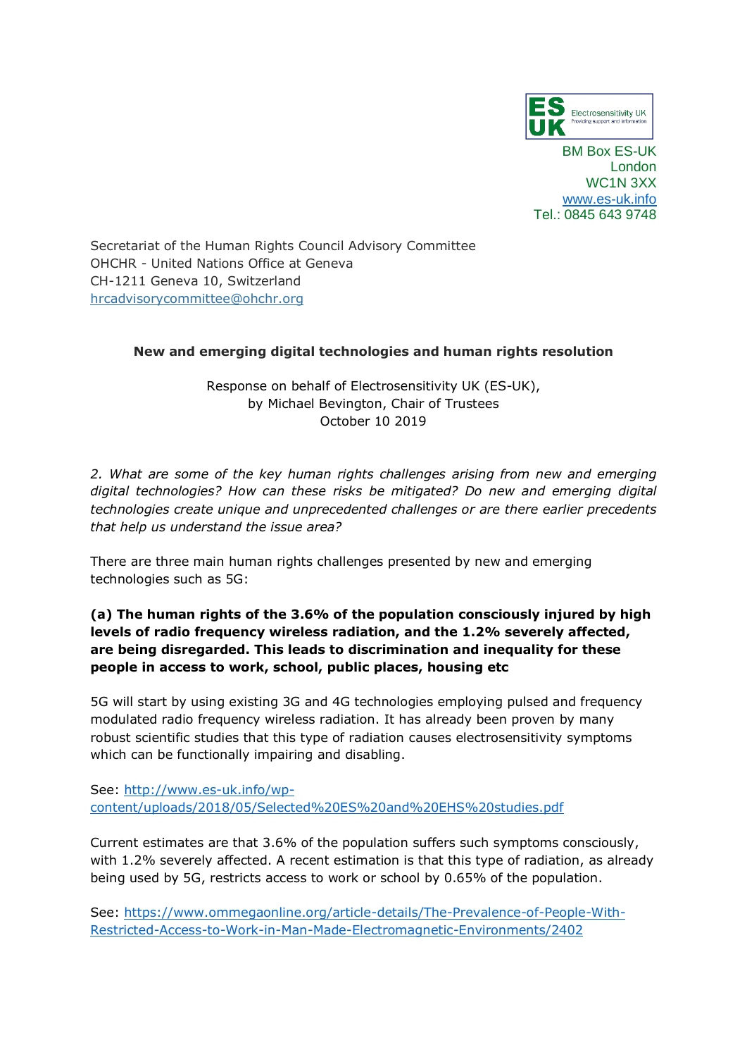ES UK Electrosensitivity UK
Providing support and information

BM Box ES-UK
London
WC1N 3XX
www.es-uk.info
Tel.: 0845 643 9748

Secretariat of the Human Rights Council Advisory Committee
OHCHR - United Nations Office at Geneva
CH-1211 Geneva 10, Switzerland
hrcadvisorycommittee@ohchr.org

**New and emerging digital technologies and human rights resolution**

Response on behalf of Electrosensitivity UK (ES-UK),
by Michael Bevington, Chair of Trustees
October 10 2019

*2. What are some of the key human rights challenges arising from new and emerging digital technologies? How can these risks be mitigated? Do new and emerging digital technologies create unique and unprecedented challenges or are there earlier precedents that help us understand the issue area?*

There are three main human rights challenges presented by new and emerging technologies such as 5G:

**(a) The human rights of the 3.6% of the population consciously injured by high levels of radio frequency wireless radiation, and the 1.2% severely affected, are being disregarded. This leads to discrimination and inequality for these people in access to work, school, public places, housing etc**

5G will start by using existing 3G and 4G technologies employing pulsed and frequency modulated radio frequency wireless radiation. It has already been proven by many robust scientific studies that this type of radiation causes electrosensitivity symptoms which can be functionally impairing and disabling.

See: http://www.es-uk.info/wp-content/uploads/2018/05/Selected%20ES%20and%20EHS%20studies.pdf

Current estimates are that 3.6% of the population suffers such symptoms consciously, with 1.2% severely affected. A recent estimation is that this type of radiation, as already being used by 5G, restricts access to work or school by 0.65% of the population.

See: https://www.ommegaonline.org/article-details/The-Prevalence-of-People-With-Restricted-Access-to-Work-in-Man-Made-Electromagnetic-Environments/2402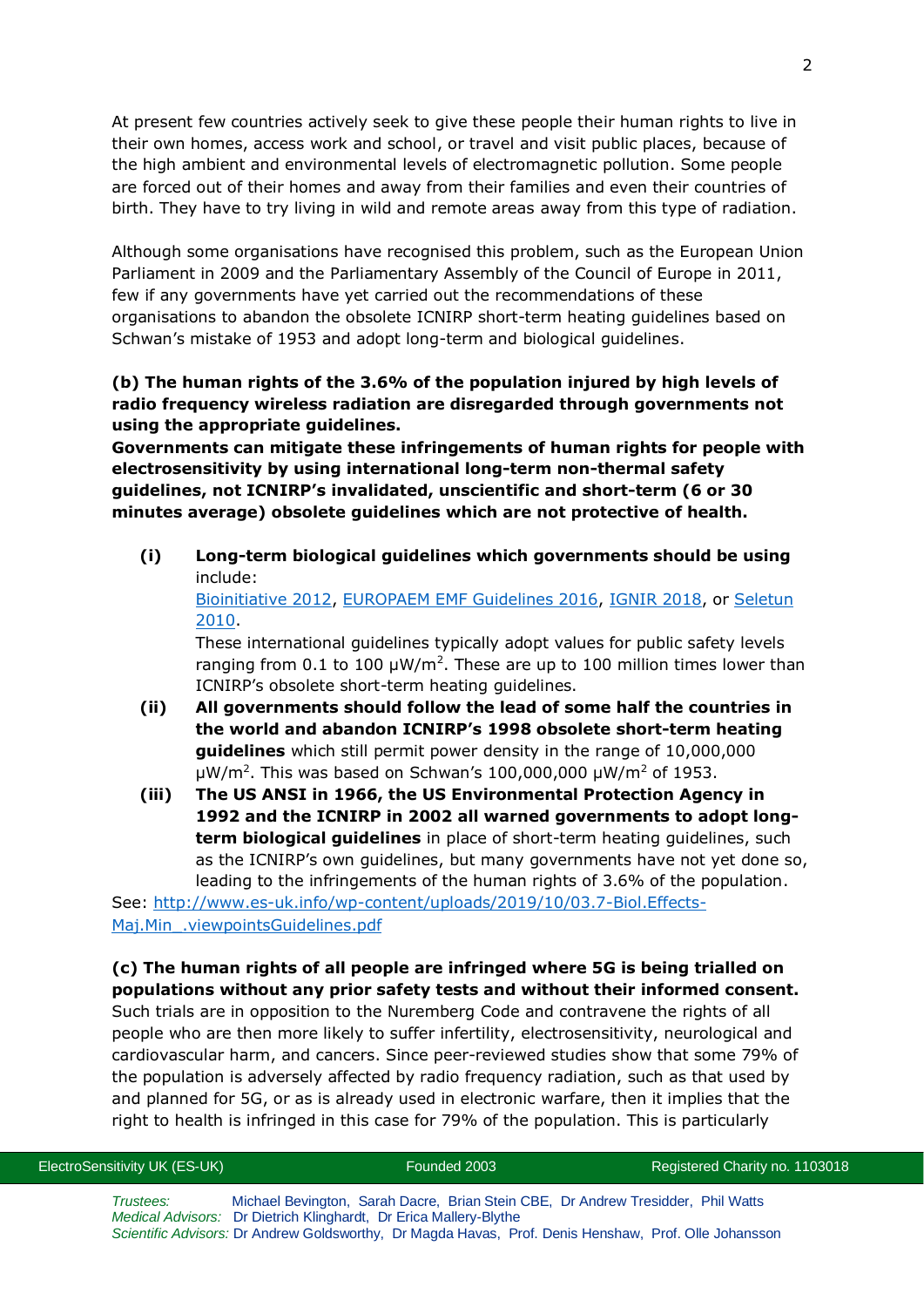At present few countries actively seek to give these people their human rights to live in their own homes, access work and school, or travel and visit public places, because of the high ambient and environmental levels of electromagnetic pollution. Some people are forced out of their homes and away from their families and even their countries of birth. They have to try living in wild and remote areas away from this type of radiation.

Although some organisations have recognised this problem, such as the European Union Parliament in 2009 and the Parliamentary Assembly of the Council of Europe in 2011, few if any governments have yet carried out the recommendations of these organisations to abandon the obsolete ICNIRP short-term heating guidelines based on Schwan's mistake of 1953 and adopt long-term and biological guidelines.

**(b) The human rights of the 3.6% of the population injured by high levels of radio frequency wireless radiation are disregarded through governments not using the appropriate guidelines.**
**Governments can mitigate these infringements of human rights for people with electrosensitivity by using international long-term non-thermal safety guidelines, not ICNIRP's invalidated, unscientific and short-term (6 or 30 minutes average) obsolete guidelines which are not protective of health.**

**(i)** **Long-term biological guidelines which governments should be using** include:
[Bioinitiative 2012](), [EUROPAEM EMF Guidelines 2016](), [IGNIR 2018](), or [Seletun 2010]().
These international guidelines typically adopt values for public safety levels ranging from 0.1 to 100 μW/m$^2$. These are up to 100 million times lower than ICNIRP's obsolete short-term heating guidelines.

**(ii)** **All governments should follow the lead of some half the countries in the world and abandon ICNIRP's 1998 obsolete short-term heating guidelines** which still permit power density in the range of 10,000,000 μW/m$^2$. This was based on Schwan's 100,000,000 μW/m$^2$ of 1953.

**(iii)** **The US ANSI in 1966, the US Environmental Protection Agency in 1992 and the ICNIRP in 2002 all warned governments to adopt long-term biological guidelines** in place of short-term heating guidelines, such as the ICNIRP's own guidelines, but many governments have not yet done so, leading to the infringements of the human rights of 3.6% of the population.

See: [http://www.es-uk.info/wp-content/uploads/2019/10/03.7-Biol.Effects-Maj.Min_.viewpointsGuidelines.pdf](http://www.es-uk.info/wp-content/uploads/2019/10/03.7-Biol.Effects-Maj.Min_.viewpointsGuidelines.pdf)

**(c) The human rights of all people are infringed where 5G is being trialled on populations without any prior safety tests and without their informed consent.**
Such trials are in opposition to the Nuremberg Code and contravene the rights of all people who are then more likely to suffer infertility, electrosensitivity, neurological and cardiovascular harm, and cancers. Since peer-reviewed studies show that some 79% of the population is adversely affected by radio frequency radiation, such as that used by and planned for 5G, or as is already used in electronic warfare, then it implies that the right to health is infringed in this case for 79% of the population. This is particularly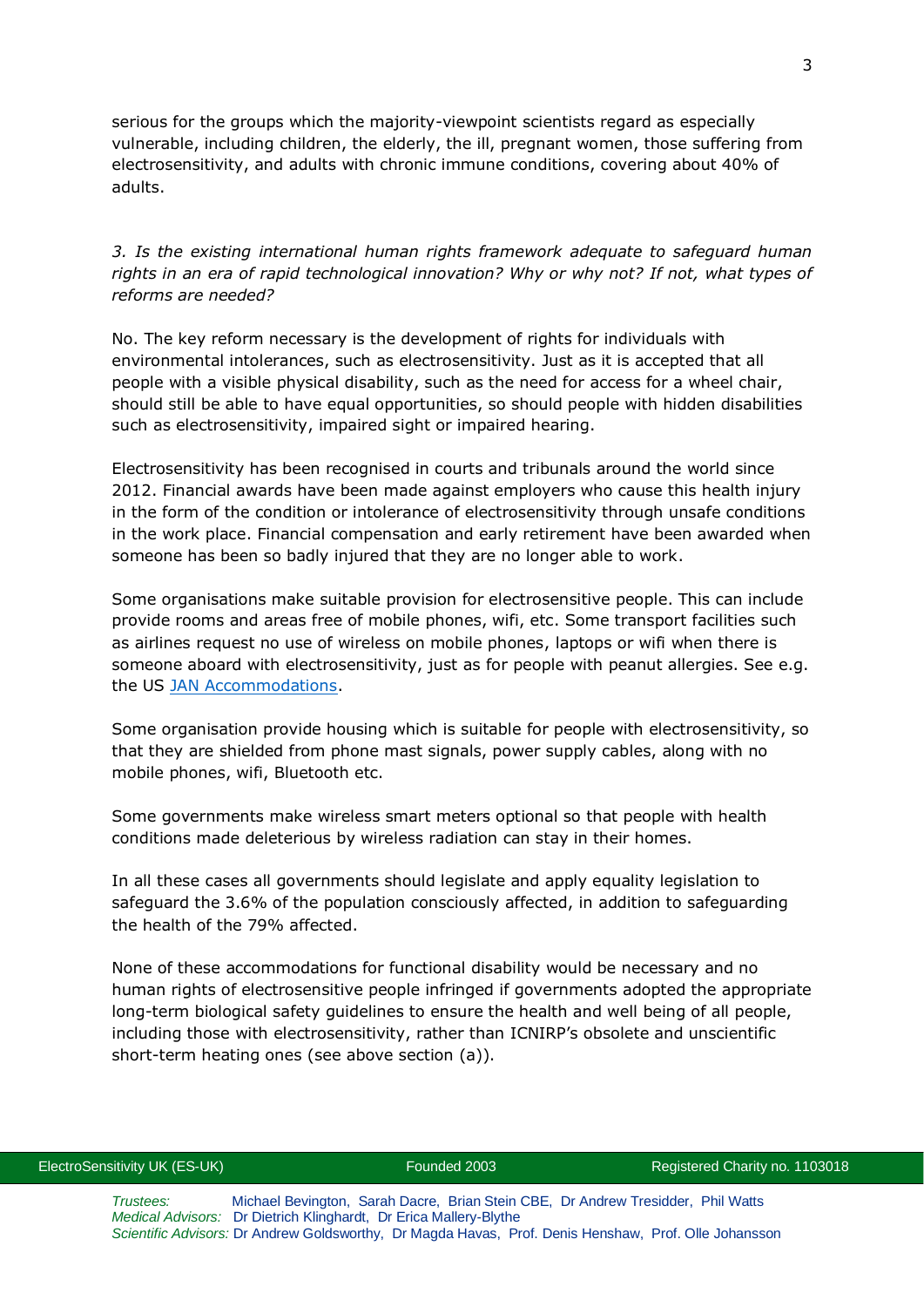serious for the groups which the majority-viewpoint scientists regard as especially vulnerable, including children, the elderly, the ill, pregnant women, those suffering from electrosensitivity, and adults with chronic immune conditions, covering about 40% of adults.

*3. Is the existing international human rights framework adequate to safeguard human rights in an era of rapid technological innovation? Why or why not? If not, what types of reforms are needed?*

No. The key reform necessary is the development of rights for individuals with environmental intolerances, such as electrosensitivity. Just as it is accepted that all people with a visible physical disability, such as the need for access for a wheel chair, should still be able to have equal opportunities, so should people with hidden disabilities such as electrosensitivity, impaired sight or impaired hearing.

Electrosensitivity has been recognised in courts and tribunals around the world since 2012. Financial awards have been made against employers who cause this health injury in the form of the condition or intolerance of electrosensitivity through unsafe conditions in the work place. Financial compensation and early retirement have been awarded when someone has been so badly injured that they are no longer able to work.

Some organisations make suitable provision for electrosensitive people. This can include provide rooms and areas free of mobile phones, wifi, etc. Some transport facilities such as airlines request no use of wireless on mobile phones, laptops or wifi when there is someone aboard with electrosensitivity, just as for people with peanut allergies. See e.g. the US JAN Accommodations.

Some organisation provide housing which is suitable for people with electrosensitivity, so that they are shielded from phone mast signals, power supply cables, along with no mobile phones, wifi, Bluetooth etc.

Some governments make wireless smart meters optional so that people with health conditions made deleterious by wireless radiation can stay in their homes.

In all these cases all governments should legislate and apply equality legislation to safeguard the 3.6% of the population consciously affected, in addition to safeguarding the health of the 79% affected.

None of these accommodations for functional disability would be necessary and no human rights of electrosensitive people infringed if governments adopted the appropriate long-term biological safety guidelines to ensure the health and well being of all people, including those with electrosensitivity, rather than ICNIRP's obsolete and unscientific short-term heating ones (see above section (a)).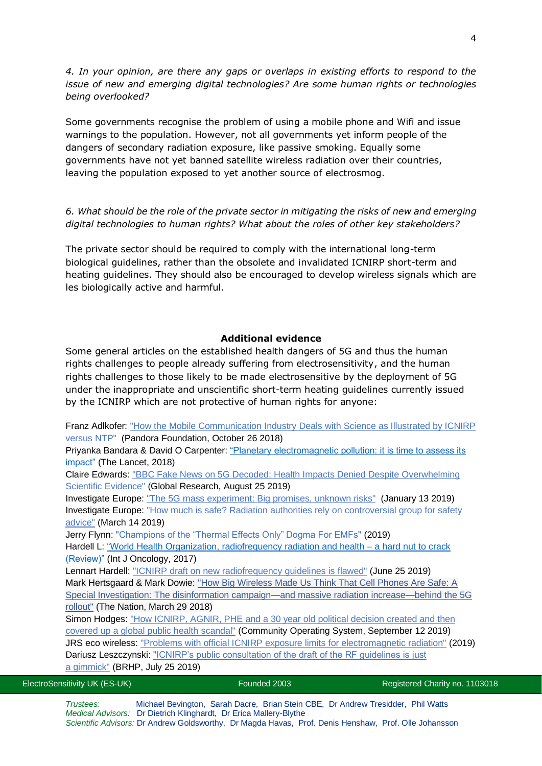*4. In your opinion, are there any gaps or overlaps in existing efforts to respond to the issue of new and emerging digital technologies? Are some human rights or technologies being overlooked?*

Some governments recognise the problem of using a mobile phone and Wifi and issue warnings to the population. However, not all governments yet inform people of the dangers of secondary radiation exposure, like passive smoking. Equally some governments have not yet banned satellite wireless radiation over their countries, leaving the population exposed to yet another source of electrosmog.

*6. What should be the role of the private sector in mitigating the risks of new and emerging digital technologies to human rights? What about the roles of other key stakeholders?*

The private sector should be required to comply with the international long-term biological guidelines, rather than the obsolete and invalidated ICNIRP short-term and heating guidelines. They should also be encouraged to develop wireless signals which are les biologically active and harmful.

## Additional evidence

Some general articles on the established health dangers of 5G and thus the human rights challenges to people already suffering from electrosensitivity, and the human rights challenges to those likely to be made electrosensitive by the deployment of 5G under the inappropriate and unscientific short-term heating guidelines currently issued by the ICNIRP which are not protective of human rights for anyone:

Franz Adlkofer: "How the Mobile Communication Industry Deals with Science as Illustrated by ICNIRP versus NTP" (Pandora Foundation, October 26 2018)
Priyanka Bandara & David O Carpenter: "Planetary electromagnetic pollution: it is time to assess its impact" (The Lancet, 2018)
Claire Edwards: "BBC Fake News on 5G Decoded: Health Impacts Denied Despite Overwhelming Scientific Evidence" (Global Research, August 25 2019)
Investigate Europe: "The 5G mass experiment: Big promises, unknown risks" (January 13 2019)
Investigate Europe: "How much is safe? Radiation authorities rely on controversial group for safety advice" (March 14 2019)
Jerry Flynn: "Champions of the "Thermal Effects Only" Dogma For EMFs" (2019)
Hardell L: "World Health Organization, radiofrequency radiation and health – a hard nut to crack (Review)" (Int J Oncology, 2017)
Lennart Hardell: "ICNIRP draft on new radiofrequency guidelines is flawed" (June 25 2019)
Mark Hertsgaard & Mark Dowie: "How Big Wireless Made Us Think That Cell Phones Are Safe: A Special Investigation: The disinformation campaign—and massive radiation increase—behind the 5G rollout" (The Nation, March 29 2018)
Simon Hodges: "How ICNIRP, AGNIR, PHE and a 30 year old political decision created and then covered up a global public health scandal" (Community Operating System, September 12 2019)
JRS eco wireless: "Problems with official ICNIRP exposure limits for electromagnetic radiation" (2019)
Dariusz Leszczynski: "ICNIRP's public consultation of the draft of the RF guidelines is just a gimmick" (BRHP, July 25 2019)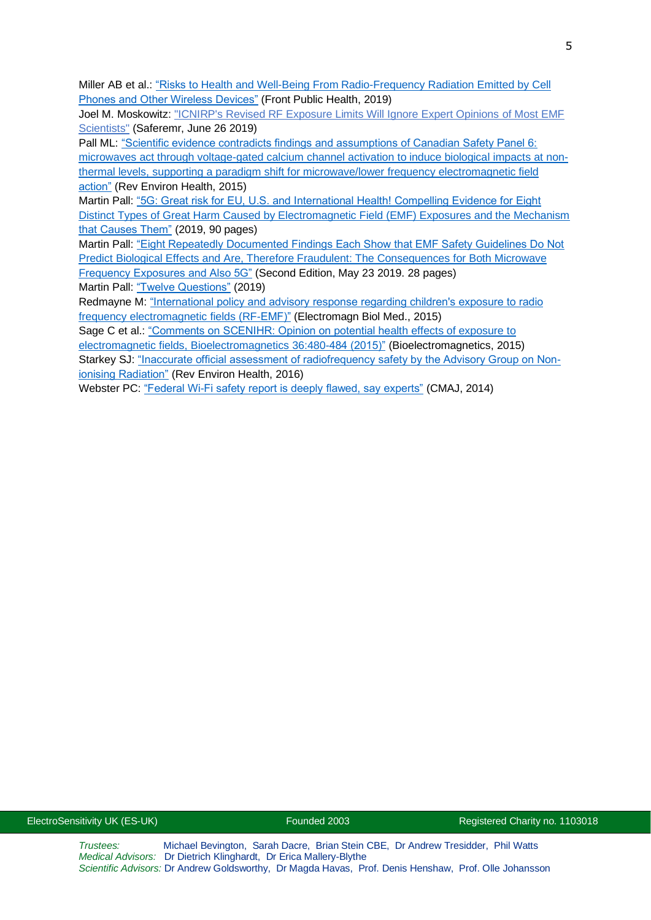Miller AB et al.: "Risks to Health and Well-Being From Radio-Frequency Radiation Emitted by Cell Phones and Other Wireless Devices" (Front Public Health, 2019)

Joel M. Moskowitz: "ICNIRP's Revised RF Exposure Limits Will Ignore Expert Opinions of Most EMF Scientists" (Saferemr, June 26 2019)

Pall ML: "Scientific evidence contradicts findings and assumptions of Canadian Safety Panel 6: microwaves act through voltage-gated calcium channel activation to induce biological impacts at non-thermal levels, supporting a paradigm shift for microwave/lower frequency electromagnetic field action" (Rev Environ Health, 2015)

Martin Pall: "5G: Great risk for EU, U.S. and International Health! Compelling Evidence for Eight Distinct Types of Great Harm Caused by Electromagnetic Field (EMF) Exposures and the Mechanism that Causes Them" (2019, 90 pages)

Martin Pall: "Eight Repeatedly Documented Findings Each Show that EMF Safety Guidelines Do Not Predict Biological Effects and Are, Therefore Fraudulent: The Consequences for Both Microwave Frequency Exposures and Also 5G" (Second Edition, May 23 2019. 28 pages)

Martin Pall: "Twelve Questions" (2019)

Redmayne M: "International policy and advisory response regarding children's exposure to radio frequency electromagnetic fields (RF-EMF)" (Electromagn Biol Med., 2015)

Sage C et al.: "Comments on SCENIHR: Opinion on potential health effects of exposure to electromagnetic fields, Bioelectromagnetics 36:480-484 (2015)" (Bioelectromagnetics, 2015)

Starkey SJ: "Inaccurate official assessment of radiofrequency safety by the Advisory Group on Non-ionising Radiation" (Rev Environ Health, 2016)

Webster PC: "Federal Wi-Fi safety report is deeply flawed, say experts" (CMAJ, 2014)

ElectroSensitivity UK (ES-UK) Founded 2003 Registered Charity no. 1103018

*Trustees:* Michael Bevington, Sarah Dacre, Brian Stein CBE, Dr Andrew Tresidder, Phil Watts
*Medical Advisors:* Dr Dietrich Klinghardt, Dr Erica Mallery-Blythe
*Scientific Advisors:* Dr Andrew Goldsworthy, Dr Magda Havas, Prof. Denis Henshaw, Prof. Olle Johansson